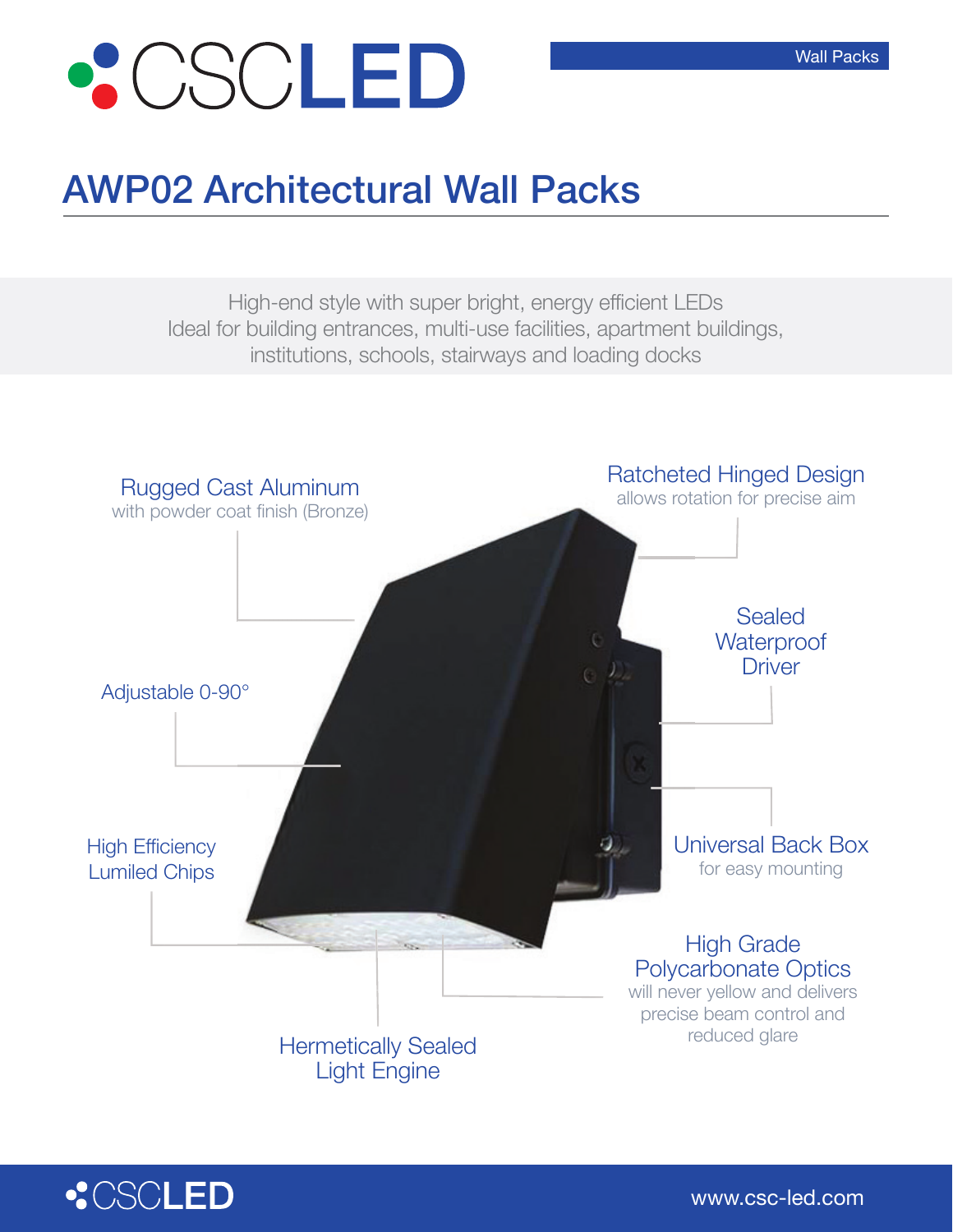Wall Packs

# AWP02 Architectural Wall Packs

High-end style with super bright, energy efficient LEDs
Ideal for building entrances, multi-use facilities, apartment buildings, institutions, schools, stairways and loading docks

**Rugged Cast Aluminum**
with powder coat finish (Bronze)

**Ratcheted Hinged Design**
allows rotation for precise aim

**Sealed Waterproof Driver**

**Adjustable 0-90°**

**High Efficiency Lumiled Chips**

**Universal Back Box**
for easy mounting

**High Grade Polycarbonate Optics**
will never yellow and delivers precise beam control and reduced glare

**Hermetically Sealed Light Engine**

www.csc-led.com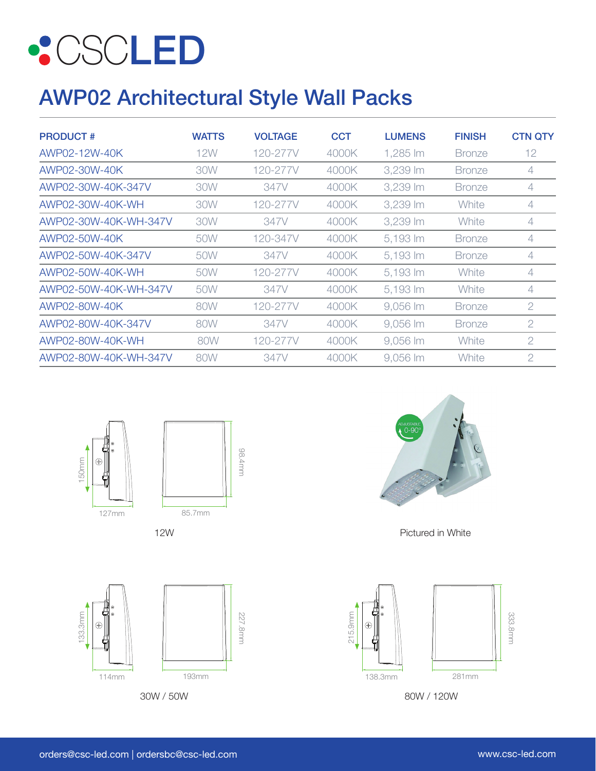# CSCLED

## AWP02 Architectural Style Wall Packs

| PRODUCT # | WATTS | VOLTAGE | CCT | LUMENS | FINISH | CTN QTY |
|---|---|---|---|---|---|---|
| AWP02-12W-40K | 12W | 120-277V | 4000K | 1,285 lm | Bronze | 12 |
| AWP02-30W-40K | 30W | 120-277V | 4000K | 3,239 lm | Bronze | 4 |
| AWP02-30W-40K-347V | 30W | 347V | 4000K | 3,239 lm | Bronze | 4 |
| AWP02-30W-40K-WH | 30W | 120-277V | 4000K | 3,239 lm | White | 4 |
| AWP02-30W-40K-WH-347V | 30W | 347V | 4000K | 3,239 lm | White | 4 |
| AWP02-50W-40K | 50W | 120-347V | 4000K | 5,193 lm | Bronze | 4 |
| AWP02-50W-40K-347V | 50W | 347V | 4000K | 5,193 lm | Bronze | 4 |
| AWP02-50W-40K-WH | 50W | 120-277V | 4000K | 5,193 lm | White | 4 |
| AWP02-50W-40K-WH-347V | 50W | 347V | 4000K | 5,193 lm | White | 4 |
| AWP02-80W-40K | 80W | 120-277V | 4000K | 9,056 lm | Bronze | 2 |
| AWP02-80W-40K-347V | 80W | 347V | 4000K | 9,056 lm | Bronze | 2 |
| AWP02-80W-40K-WH | 80W | 120-277V | 4000K | 9,056 lm | White | 2 |
| AWP02-80W-40K-WH-347V | 80W | 347V | 4000K | 9,056 lm | White | 2 |

150mm
127mm
85.7mm
98.4mm

12W

ADJUSTABLE 0-90°

Pictured in White

133.3mm
114mm
193mm
227.8mm

30W / 50W

215.9mm
138.3mm
281mm
333.8mm

80W / 120W

orders@csc-led.com | ordersbc@csc-led.com

www.csc-led.com